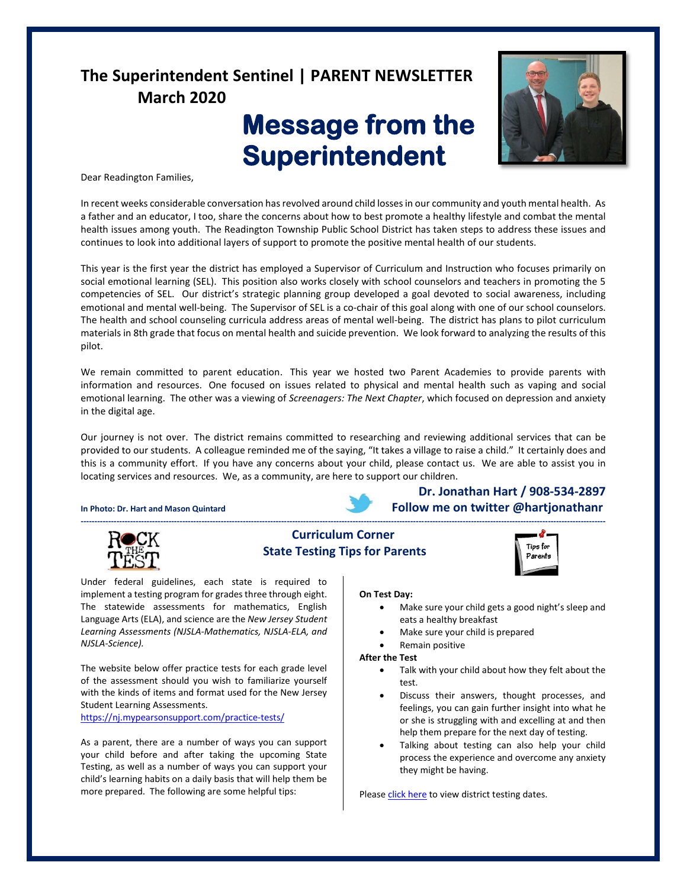# The Superintendent Sentinel | PARENT NEWSLETTER
**March 2020**

## Message from the Superintendent

Dear Readington Families,

In recent weeks considerable conversation has revolved around child losses in our community and youth mental health. As a father and an educator, I too, share the concerns about how to best promote a healthy lifestyle and combat the mental health issues among youth. The Readington Township Public School District has taken steps to address these issues and continues to look into additional layers of support to promote the positive mental health of our students.

This year is the first year the district has employed a Supervisor of Curriculum and Instruction who focuses primarily on social emotional learning (SEL). This position also works closely with school counselors and teachers in promoting the 5 competencies of SEL. Our district's strategic planning group developed a goal devoted to social awareness, including emotional and mental well-being. The Supervisor of SEL is a co-chair of this goal along with one of our school counselors. The health and school counseling curricula address areas of mental well-being. The district has plans to pilot curriculum materials in 8th grade that focus on mental health and suicide prevention. We look forward to analyzing the results of this pilot.

We remain committed to parent education. This year we hosted two Parent Academies to provide parents with information and resources. One focused on issues related to physical and mental health such as vaping and social emotional learning. The other was a viewing of *Screenagers: The Next Chapter*, which focused on depression and anxiety in the digital age.

Our journey is not over. The district remains committed to researching and reviewing additional services that can be provided to our students. A colleague reminded me of the saying, "It takes a village to raise a child." It certainly does and this is a community effort. If you have any concerns about your child, please contact us. We are able to assist you in locating services and resources. We, as a community, are here to support our children.

**Dr. Jonathan Hart / 908-534-2897**
**Follow me on twitter @hartjonathanr**

**In Photo: Dr. Hart and Mason Quintard**

---

## Curriculum Corner
### State Testing Tips for Parents

Under federal guidelines, each state is required to implement a testing program for grades three through eight. The statewide assessments for mathematics, English Language Arts (ELA), and science are the *New Jersey Student Learning Assessments (NJSLA-Mathematics, NJSLA-ELA, and NJSLA-Science).*

The website below offer practice tests for each grade level of the assessment should you wish to familiarize yourself with the kinds of items and format used for the New Jersey Student Learning Assessments.
https://nj.mypearsonsupport.com/practice-tests/

As a parent, there are a number of ways you can support your child before and after taking the upcoming State Testing, as well as a number of ways you can support your child's learning habits on a daily basis that will help them be more prepared. The following are some helpful tips:

**On Test Day:**

- Make sure your child gets a good night's sleep and eats a healthy breakfast
- Make sure your child is prepared
- Remain positive

**After the Test**

- Talk with your child about how they felt about the test.
- Discuss their answers, thought processes, and feelings, you can gain further insight into what he or she is struggling with and excelling at and then help them prepare for the next day of testing.
- Talking about testing can also help your child process the experience and overcome any anxiety they might be having.

Please click here to view district testing dates.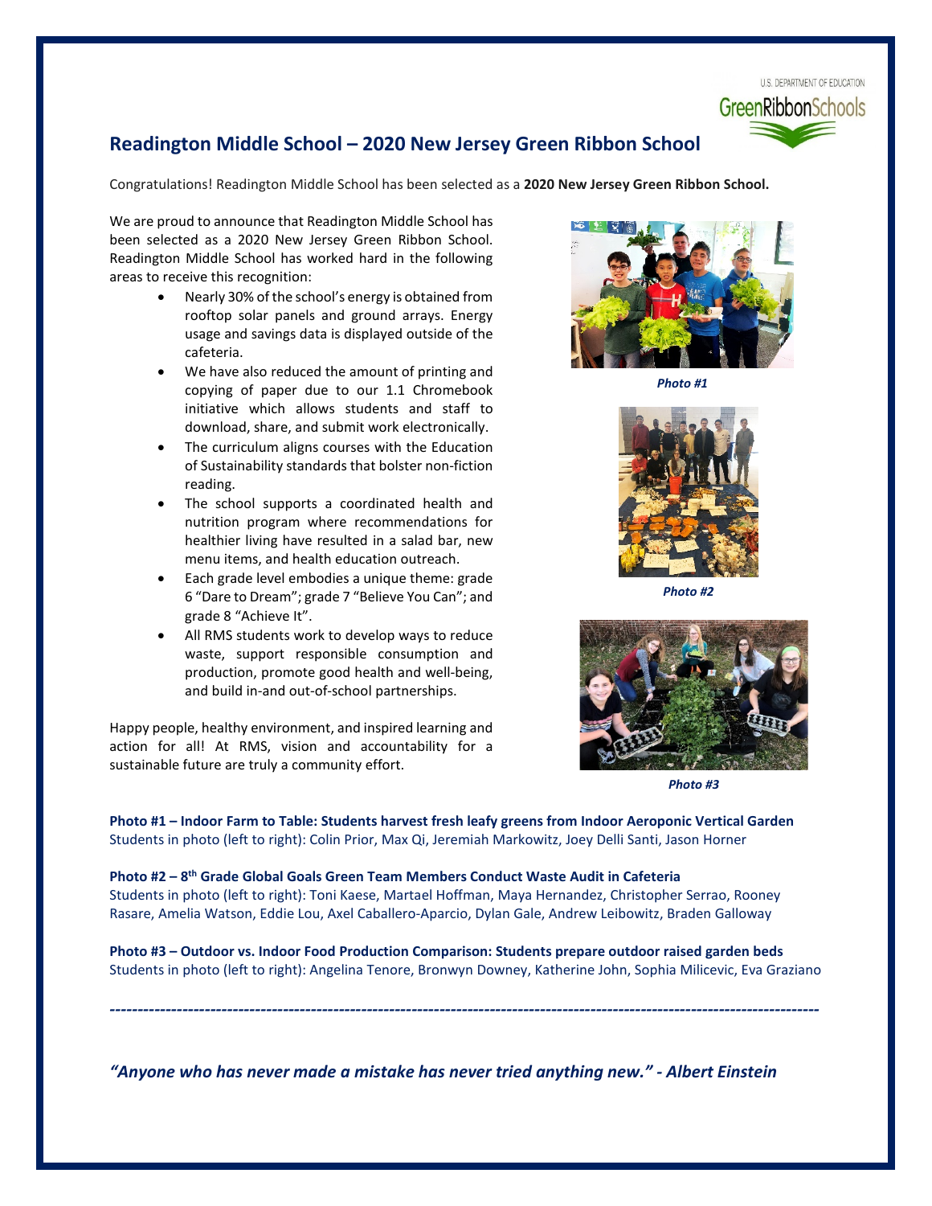## Readington Middle School – 2020 New Jersey Green Ribbon School

Congratulations! Readington Middle School has been selected as a **2020 New Jersey Green Ribbon School.**

We are proud to announce that Readington Middle School has been selected as a 2020 New Jersey Green Ribbon School. Readington Middle School has worked hard in the following areas to receive this recognition:

- Nearly 30% of the school's energy is obtained from rooftop solar panels and ground arrays. Energy usage and savings data is displayed outside of the cafeteria.
- We have also reduced the amount of printing and copying of paper due to our 1.1 Chromebook initiative which allows students and staff to download, share, and submit work electronically.
- The curriculum aligns courses with the Education of Sustainability standards that bolster non-fiction reading.
- The school supports a coordinated health and nutrition program where recommendations for healthier living have resulted in a salad bar, new menu items, and health education outreach.
- Each grade level embodies a unique theme: grade 6 "Dare to Dream"; grade 7 "Believe You Can"; and grade 8 "Achieve It".
- All RMS students work to develop ways to reduce waste, support responsible consumption and production, promote good health and well-being, and build in-and out-of-school partnerships.

Happy people, healthy environment, and inspired learning and action for all! At RMS, vision and accountability for a sustainable future are truly a community effort.

***Photo #1***

***Photo #2***

***Photo #3***

**Photo #1 – Indoor Farm to Table: Students harvest fresh leafy greens from Indoor Aeroponic Vertical Garden**
Students in photo (left to right): Colin Prior, Max Qi, Jeremiah Markowitz, Joey Delli Santi, Jason Horner

**Photo #2 – 8th Grade Global Goals Green Team Members Conduct Waste Audit in Cafeteria**
Students in photo (left to right): Toni Kaese, Martael Hoffman, Maya Hernandez, Christopher Serrao, Rooney Rasare, Amelia Watson, Eddie Lou, Axel Caballero-Aparcio, Dylan Gale, Andrew Leibowitz, Braden Galloway

**Photo #3 – Outdoor vs. Indoor Food Production Comparison: Students prepare outdoor raised garden beds**
Students in photo (left to right): Angelina Tenore, Bronwyn Downey, Katherine John, Sophia Milicevic, Eva Graziano

---

***"Anyone who has never made a mistake has never tried anything new." - Albert Einstein***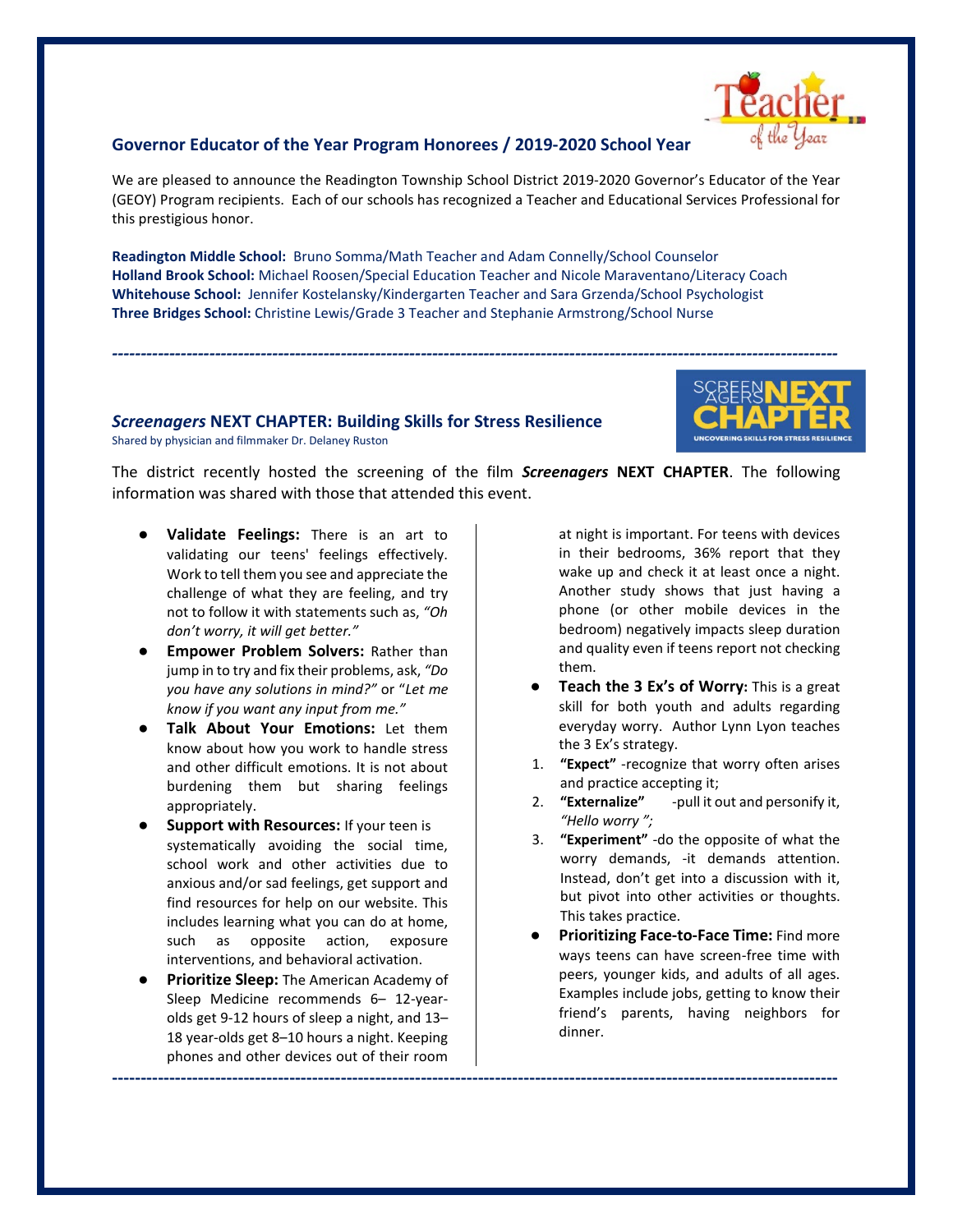## Governor Educator of the Year Program Honorees / 2019-2020 School Year

We are pleased to announce the Readington Township School District 2019-2020 Governor's Educator of the Year (GEOY) Program recipients. Each of our schools has recognized a Teacher and Educational Services Professional for this prestigious honor.

**Readington Middle School:** Bruno Somma/Math Teacher and Adam Connelly/School Counselor
**Holland Brook School:** Michael Roosen/Special Education Teacher and Nicole Maraventano/Literacy Coach
**Whitehouse School:** Jennifer Kostelansky/Kindergarten Teacher and Sara Grzenda/School Psychologist
**Three Bridges School:** Christine Lewis/Grade 3 Teacher and Stephanie Armstrong/School Nurse

---

## *Screenagers* NEXT CHAPTER: Building Skills for Stress Resilience

Shared by physician and filmmaker Dr. Delaney Ruston

The district recently hosted the screening of the film ***Screenagers*** **NEXT CHAPTER**. The following information was shared with those that attended this event.

- **Validate Feelings:** There is an art to validating our teens' feelings effectively. Work to tell them you see and appreciate the challenge of what they are feeling, and try not to follow it with statements such as, *"Oh don't worry, it will get better."*
- **Empower Problem Solvers:** Rather than jump in to try and fix their problems, ask, *"Do you have any solutions in mind?"* or "*Let me know if you want any input from me."*
- **Talk About Your Emotions:** Let them know about how you work to handle stress and other difficult emotions. It is not about burdening them but sharing feelings appropriately.
- **Support with Resources:** If your teen is systematically avoiding the social time, school work and other activities due to anxious and/or sad feelings, get support and find resources for help on our website. This includes learning what you can do at home, such as opposite action, exposure interventions, and behavioral activation.
- **Prioritize Sleep:** The American Academy of Sleep Medicine recommends 6– 12-year-olds get 9-12 hours of sleep a night, and 13–18 year-olds get 8–10 hours a night. Keeping phones and other devices out of their room at night is important. For teens with devices in their bedrooms, 36% report that they wake up and check it at least once a night. Another study shows that just having a phone (or other mobile devices in the bedroom) negatively impacts sleep duration and quality even if teens report not checking them.
- **Teach the 3 Ex's of Worry:** This is a great skill for both youth and adults regarding everyday worry. Author Lynn Lyon teaches the 3 Ex's strategy.

1. **"Expect"** -recognize that worry often arises and practice accepting it;
2. **"Externalize"** -pull it out and personify it, *"Hello worry ";*
3. **"Experiment"** -do the opposite of what the worry demands, -it demands attention. Instead, don't get into a discussion with it, but pivot into other activities or thoughts. This takes practice.

- **Prioritizing Face-to-Face Time:** Find more ways teens can have screen-free time with peers, younger kids, and adults of all ages. Examples include jobs, getting to know their friend's parents, having neighbors for dinner.

---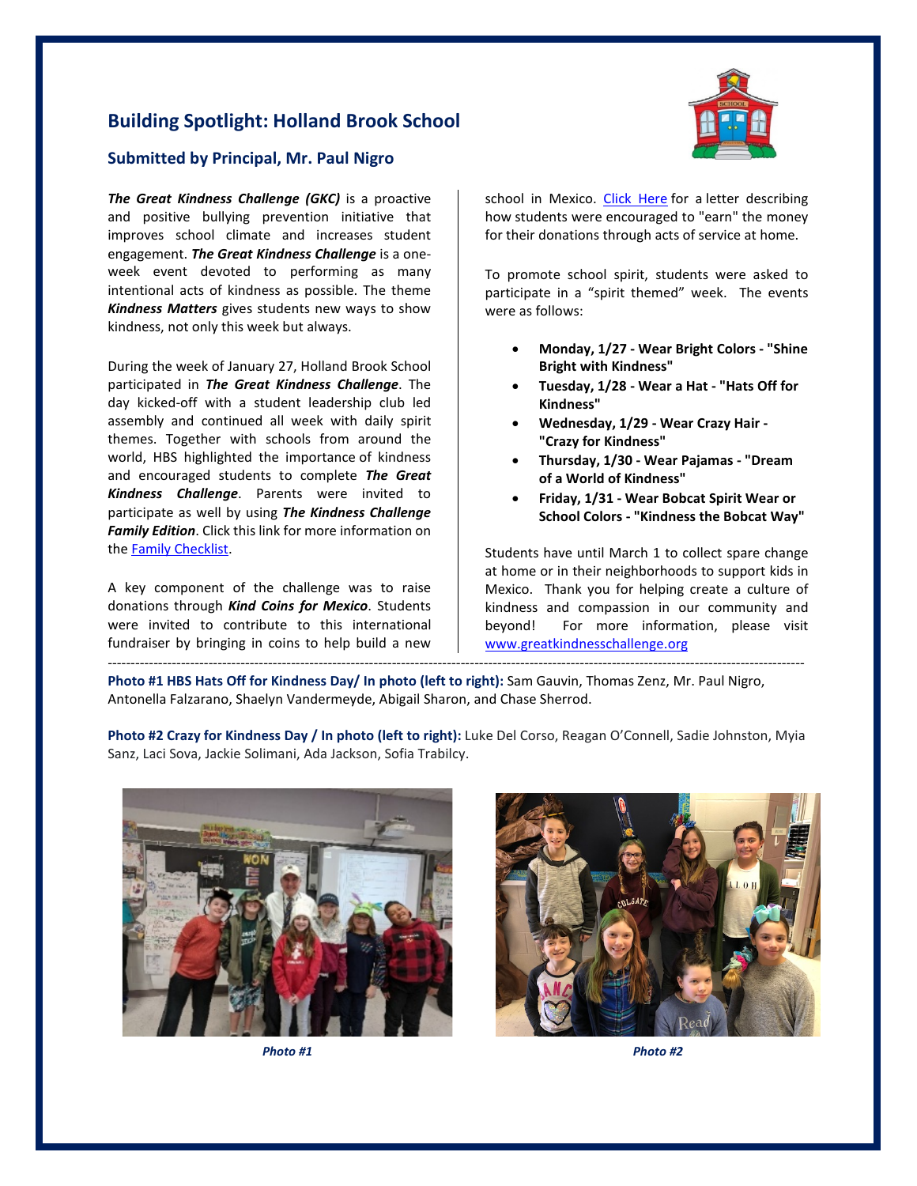## Building Spotlight: Holland Brook School

### Submitted by Principal, Mr. Paul Nigro

***The Great Kindness Challenge (GKC)*** is a proactive and positive bullying prevention initiative that improves school climate and increases student engagement. ***The Great Kindness Challenge*** is a one-week event devoted to performing as many intentional acts of kindness as possible. The theme ***Kindness Matters*** gives students new ways to show kindness, not only this week but always.

During the week of January 27, Holland Brook School participated in ***The Great Kindness Challenge***. The day kicked-off with a student leadership club led assembly and continued all week with daily spirit themes. Together with schools from around the world, HBS highlighted the importance of kindness and encouraged students to complete ***The Great Kindness Challenge***. Parents were invited to participate as well by using ***The Kindness Challenge Family Edition***. Click this link for more information on the Family Checklist.

A key component of the challenge was to raise donations through ***Kind Coins for Mexico***. Students were invited to contribute to this international fundraiser by bringing in coins to help build a new school in Mexico. Click Here for a letter describing how students were encouraged to "earn" the money for their donations through acts of service at home.

To promote school spirit, students were asked to participate in a "spirit themed" week. The events were as follows:

- **Monday, 1/27 - Wear Bright Colors - "Shine Bright with Kindness"**
- **Tuesday, 1/28 - Wear a Hat - "Hats Off for Kindness"**
- **Wednesday, 1/29 - Wear Crazy Hair - "Crazy for Kindness"**
- **Thursday, 1/30 - Wear Pajamas - "Dream of a World of Kindness"**
- **Friday, 1/31 - Wear Bobcat Spirit Wear or School Colors - "Kindness the Bobcat Way"**

Students have until March 1 to collect spare change at home or in their neighborhoods to support kids in Mexico. Thank you for helping create a culture of kindness and compassion in our community and beyond! For more information, please visit www.greatkindnesschallenge.org

---

**Photo #1 HBS Hats Off for Kindness Day/ In photo (left to right):** Sam Gauvin, Thomas Zenz, Mr. Paul Nigro, Antonella Falzarano, Shaelyn Vandermeyde, Abigail Sharon, and Chase Sherrod.

**Photo #2 Crazy for Kindness Day / In photo (left to right):** Luke Del Corso, Reagan O'Connell, Sadie Johnston, Myia Sanz, Laci Sova, Jackie Solimani, Ada Jackson, Sofia Trabilcy.

***Photo #1***

***Photo #2***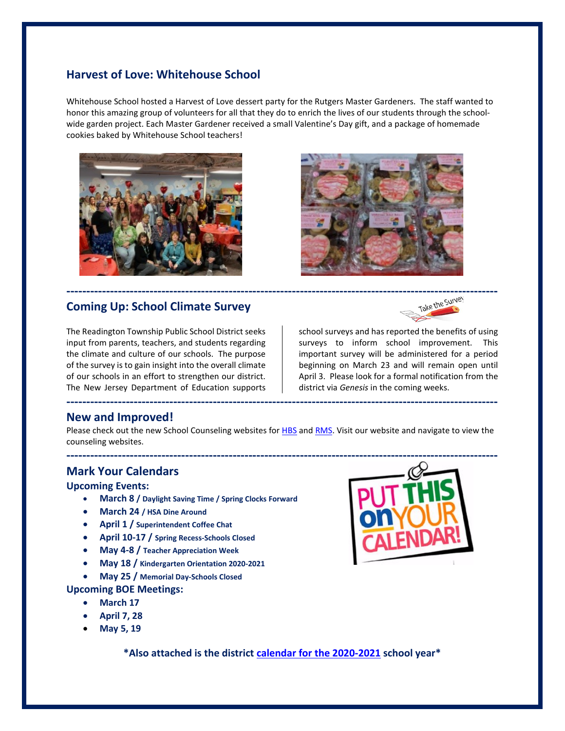## Harvest of Love: Whitehouse School

Whitehouse School hosted a Harvest of Love dessert party for the Rutgers Master Gardeners. The staff wanted to honor this amazing group of volunteers for all that they do to enrich the lives of our students through the school-wide garden project. Each Master Gardener received a small Valentine's Day gift, and a package of homemade cookies baked by Whitehouse School teachers!

---

## Coming Up: School Climate Survey

The Readington Township Public School District seeks input from parents, teachers, and students regarding the climate and culture of our schools. The purpose of the survey is to gain insight into the overall climate of our schools in an effort to strengthen our district. The New Jersey Department of Education supports school surveys and has reported the benefits of using surveys to inform school improvement. This important survey will be administered for a period beginning on March 23 and will remain open until April 3. Please look for a formal notification from the district via *Genesis* in the coming weeks.

---

## New and Improved!

Please check out the new School Counseling websites for HBS and RMS. Visit our website and navigate to view the counseling websites.

---

## Mark Your Calendars

### Upcoming Events:

- **March 8 / Daylight Saving Time / Spring Clocks Forward**
- **March 24 / HSA Dine Around**
- **April 1 / Superintendent Coffee Chat**
- **April 10-17 / Spring Recess-Schools Closed**
- **May 4-8 / Teacher Appreciation Week**
- **May 18 / Kindergarten Orientation 2020-2021**
- **May 25 / Memorial Day-Schools Closed**

### Upcoming BOE Meetings:

- **March 17**
- **April 7, 28**
- **May 5, 19**

**\*Also attached is the district calendar for the 2020-2021 school year\***